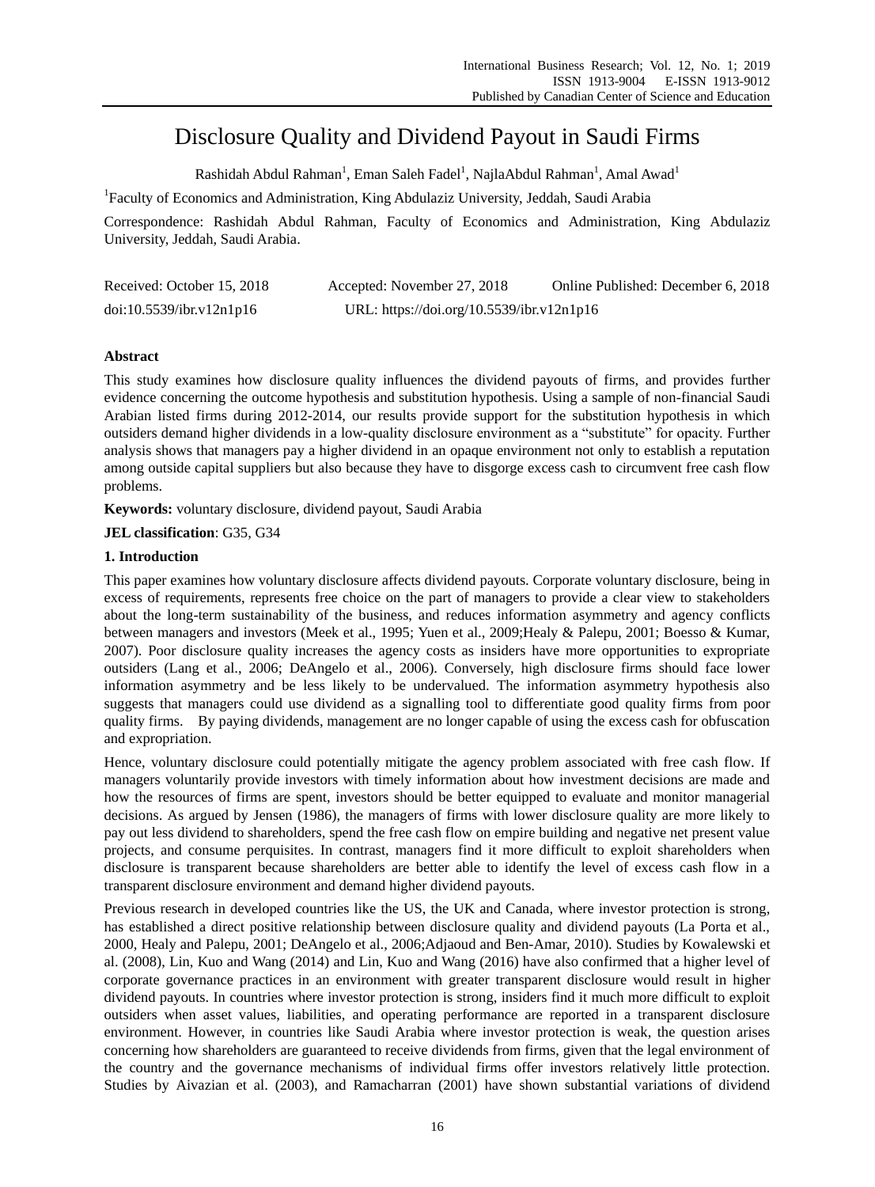# Disclosure Quality and Dividend Payout in Saudi Firms

Rashidah Abdul Rahman[1], Eman Saleh Fadel[1], NajlaAbdul Rahman[1], Amal Awad[1]

[1]Faculty of Economics and Administration, King Abdulaziz University, Jeddah, Saudi Arabia

Correspondence: Rashidah Abdul Rahman, Faculty of Economics and Administration, King Abdulaziz University, Jeddah, Saudi Arabia.

Received: October 15, 2018 Accepted: November 27, 2018 Online Published: December 6, 2018

doi:10.5539/ibr.v12n1p16 URL: https://doi.org/10.5539/ibr.v12n1p16

## Abstract

This study examines how disclosure quality influences the dividend payouts of firms, and provides further evidence concerning the outcome hypothesis and substitution hypothesis. Using a sample of non-financial Saudi Arabian listed firms during 2012-2014, our results provide support for the substitution hypothesis in which outsiders demand higher dividends in a low-quality disclosure environment as a "substitute" for opacity. Further analysis shows that managers pay a higher dividend in an opaque environment not only to establish a reputation among outside capital suppliers but also because they have to disgorge excess cash to circumvent free cash flow problems.

**Keywords:** voluntary disclosure, dividend payout, Saudi Arabia

**JEL classification**: G35, G34

## 1. Introduction

This paper examines how voluntary disclosure affects dividend payouts. Corporate voluntary disclosure, being in excess of requirements, represents free choice on the part of managers to provide a clear view to stakeholders about the long-term sustainability of the business, and reduces information asymmetry and agency conflicts between managers and investors (Meek et al., 1995; Yuen et al., 2009;Healy & Palepu, 2001; Boesso & Kumar, 2007). Poor disclosure quality increases the agency costs as insiders have more opportunities to expropriate outsiders (Lang et al., 2006; DeAngelo et al., 2006). Conversely, high disclosure firms should face lower information asymmetry and be less likely to be undervalued. The information asymmetry hypothesis also suggests that managers could use dividend as a signalling tool to differentiate good quality firms from poor quality firms. By paying dividends, management are no longer capable of using the excess cash for obfuscation and expropriation.

Hence, voluntary disclosure could potentially mitigate the agency problem associated with free cash flow. If managers voluntarily provide investors with timely information about how investment decisions are made and how the resources of firms are spent, investors should be better equipped to evaluate and monitor managerial decisions. As argued by Jensen (1986), the managers of firms with lower disclosure quality are more likely to pay out less dividend to shareholders, spend the free cash flow on empire building and negative net present value projects, and consume perquisites. In contrast, managers find it more difficult to exploit shareholders when disclosure is transparent because shareholders are better able to identify the level of excess cash flow in a transparent disclosure environment and demand higher dividend payouts.

Previous research in developed countries like the US, the UK and Canada, where investor protection is strong, has established a direct positive relationship between disclosure quality and dividend payouts (La Porta et al., 2000, Healy and Palepu, 2001; DeAngelo et al., 2006;Adjaoud and Ben-Amar, 2010). Studies by Kowalewski et al. (2008), Lin, Kuo and Wang (2014) and Lin, Kuo and Wang (2016) have also confirmed that a higher level of corporate governance practices in an environment with greater transparent disclosure would result in higher dividend payouts. In countries where investor protection is strong, insiders find it much more difficult to exploit outsiders when asset values, liabilities, and operating performance are reported in a transparent disclosure environment. However, in countries like Saudi Arabia where investor protection is weak, the question arises concerning how shareholders are guaranteed to receive dividends from firms, given that the legal environment of the country and the governance mechanisms of individual firms offer investors relatively little protection. Studies by Aivazian et al. (2003), and Ramacharran (2001) have shown substantial variations of dividend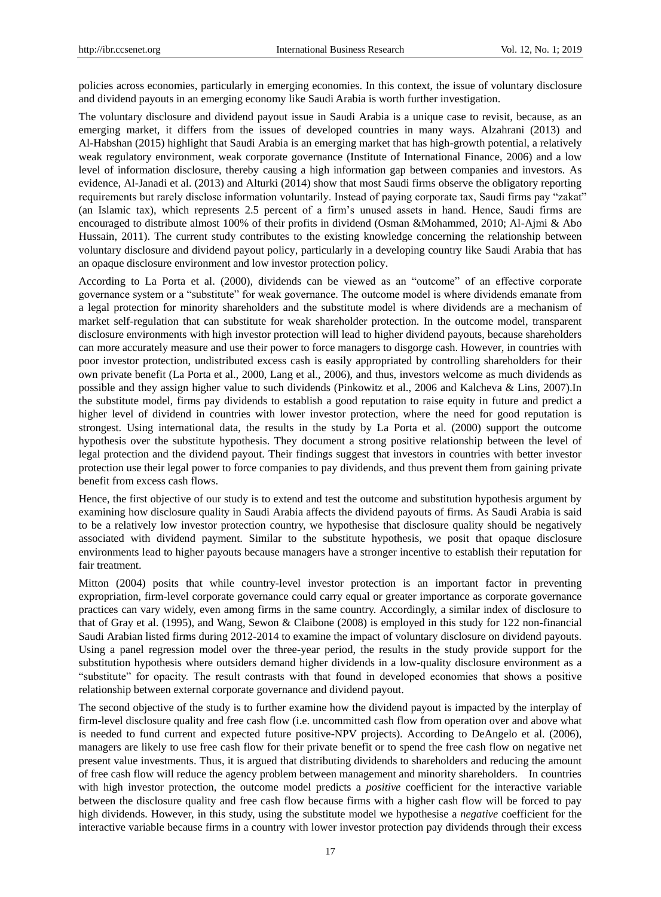policies across economies, particularly in emerging economies. In this context, the issue of voluntary disclosure and dividend payouts in an emerging economy like Saudi Arabia is worth further investigation.

The voluntary disclosure and dividend payout issue in Saudi Arabia is a unique case to revisit, because, as an emerging market, it differs from the issues of developed countries in many ways. Alzahrani (2013) and Al-Habshan (2015) highlight that Saudi Arabia is an emerging market that has high-growth potential, a relatively weak regulatory environment, weak corporate governance (Institute of International Finance, 2006) and a low level of information disclosure, thereby causing a high information gap between companies and investors. As evidence, Al-Janadi et al. (2013) and Alturki (2014) show that most Saudi firms observe the obligatory reporting requirements but rarely disclose information voluntarily. Instead of paying corporate tax, Saudi firms pay "zakat" (an Islamic tax), which represents 2.5 percent of a firm's unused assets in hand. Hence, Saudi firms are encouraged to distribute almost 100% of their profits in dividend (Osman &Mohammed, 2010; Al-Ajmi & Abo Hussain, 2011). The current study contributes to the existing knowledge concerning the relationship between voluntary disclosure and dividend payout policy, particularly in a developing country like Saudi Arabia that has an opaque disclosure environment and low investor protection policy.

According to La Porta et al. (2000), dividends can be viewed as an "outcome" of an effective corporate governance system or a "substitute" for weak governance. The outcome model is where dividends emanate from a legal protection for minority shareholders and the substitute model is where dividends are a mechanism of market self-regulation that can substitute for weak shareholder protection. In the outcome model, transparent disclosure environments with high investor protection will lead to higher dividend payouts, because shareholders can more accurately measure and use their power to force managers to disgorge cash. However, in countries with poor investor protection, undistributed excess cash is easily appropriated by controlling shareholders for their own private benefit (La Porta et al., 2000, Lang et al., 2006), and thus, investors welcome as much dividends as possible and they assign higher value to such dividends (Pinkowitz et al., 2006 and Kalcheva & Lins, 2007).In the substitute model, firms pay dividends to establish a good reputation to raise equity in future and predict a higher level of dividend in countries with lower investor protection, where the need for good reputation is strongest. Using international data, the results in the study by La Porta et al. (2000) support the outcome hypothesis over the substitute hypothesis. They document a strong positive relationship between the level of legal protection and the dividend payout. Their findings suggest that investors in countries with better investor protection use their legal power to force companies to pay dividends, and thus prevent them from gaining private benefit from excess cash flows.

Hence, the first objective of our study is to extend and test the outcome and substitution hypothesis argument by examining how disclosure quality in Saudi Arabia affects the dividend payouts of firms. As Saudi Arabia is said to be a relatively low investor protection country, we hypothesise that disclosure quality should be negatively associated with dividend payment. Similar to the substitute hypothesis, we posit that opaque disclosure environments lead to higher payouts because managers have a stronger incentive to establish their reputation for fair treatment.

Mitton (2004) posits that while country-level investor protection is an important factor in preventing expropriation, firm-level corporate governance could carry equal or greater importance as corporate governance practices can vary widely, even among firms in the same country. Accordingly, a similar index of disclosure to that of Gray et al. (1995), and Wang, Sewon & Claibone (2008) is employed in this study for 122 non-financial Saudi Arabian listed firms during 2012-2014 to examine the impact of voluntary disclosure on dividend payouts. Using a panel regression model over the three-year period, the results in the study provide support for the substitution hypothesis where outsiders demand higher dividends in a low-quality disclosure environment as a "substitute" for opacity. The result contrasts with that found in developed economies that shows a positive relationship between external corporate governance and dividend payout.

The second objective of the study is to further examine how the dividend payout is impacted by the interplay of firm-level disclosure quality and free cash flow (i.e. uncommitted cash flow from operation over and above what is needed to fund current and expected future positive-NPV projects). According to DeAngelo et al. (2006), managers are likely to use free cash flow for their private benefit or to spend the free cash flow on negative net present value investments. Thus, it is argued that distributing dividends to shareholders and reducing the amount of free cash flow will reduce the agency problem between management and minority shareholders. In countries with high investor protection, the outcome model predicts a *positive* coefficient for the interactive variable between the disclosure quality and free cash flow because firms with a higher cash flow will be forced to pay high dividends. However, in this study, using the substitute model we hypothesise a *negative* coefficient for the interactive variable because firms in a country with lower investor protection pay dividends through their excess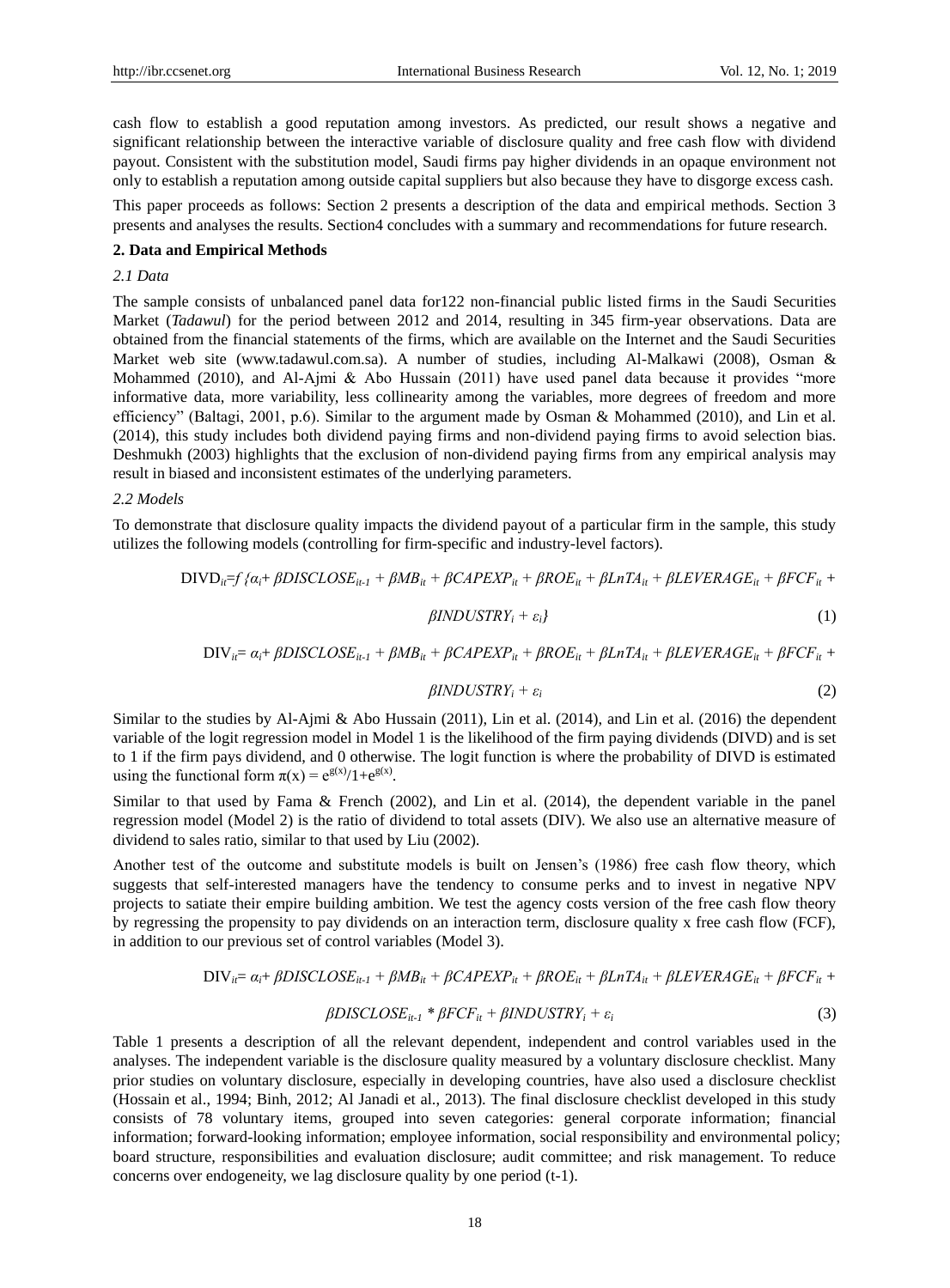cash flow to establish a good reputation among investors. As predicted, our result shows a negative and significant relationship between the interactive variable of disclosure quality and free cash flow with dividend payout. Consistent with the substitution model, Saudi firms pay higher dividends in an opaque environment not only to establish a reputation among outside capital suppliers but also because they have to disgorge excess cash.

This paper proceeds as follows: Section 2 presents a description of the data and empirical methods. Section 3 presents and analyses the results. Section4 concludes with a summary and recommendations for future research.

## 2. Data and Empirical Methods

### *2.1 Data*

The sample consists of unbalanced panel data for122 non-financial public listed firms in the Saudi Securities Market (*Tadawul*) for the period between 2012 and 2014, resulting in 345 firm-year observations. Data are obtained from the financial statements of the firms, which are available on the Internet and the Saudi Securities Market web site (www.tadawul.com.sa). A number of studies, including Al-Malkawi (2008), Osman & Mohammed (2010), and Al-Ajmi & Abo Hussain (2011) have used panel data because it provides "more informative data, more variability, less collinearity among the variables, more degrees of freedom and more efficiency" (Baltagi, 2001, p.6). Similar to the argument made by Osman & Mohammed (2010), and Lin et al. (2014), this study includes both dividend paying firms and non-dividend paying firms to avoid selection bias. Deshmukh (2003) highlights that the exclusion of non-dividend paying firms from any empirical analysis may result in biased and inconsistent estimates of the underlying parameters.

### *2.2 Models*

To demonstrate that disclosure quality impacts the dividend payout of a particular firm in the sample, this study utilizes the following models (controlling for firm-specific and industry-level factors).

$$\mathrm{DIVD}_{it}=f\{\alpha_i + \beta DISCLOSE_{it-1} + \beta MB_{it} + \beta CAPEXP_{it} + \beta ROE_{it} + \beta LnTA_{it} + \beta LEVERAGE_{it} + \beta FCF_{it} + \beta INDUSTRY_i + \varepsilon_i\} \quad (1)$$

$$\mathrm{DIV}_{it}= \alpha_i + \beta DISCLOSE_{it-1} + \beta MB_{it} + \beta CAPEXP_{it} + \beta ROE_{it} + \beta LnTA_{it} + \beta LEVERAGE_{it} + \beta FCF_{it} + \beta INDUSTRY_i + \varepsilon_i \quad (2)$$

Similar to the studies by Al-Ajmi & Abo Hussain (2011), Lin et al. (2014), and Lin et al. (2016) the dependent variable of the logit regression model in Model 1 is the likelihood of the firm paying dividends (DIVD) and is set to 1 if the firm pays dividend, and 0 otherwise. The logit function is where the probability of DIVD is estimated using the functional form $\pi(x) = e^{g(x)}/1+e^{g(x)}$.

Similar to that used by Fama & French (2002), and Lin et al. (2014), the dependent variable in the panel regression model (Model 2) is the ratio of dividend to total assets (DIV). We also use an alternative measure of dividend to sales ratio, similar to that used by Liu (2002).

Another test of the outcome and substitute models is built on Jensen's (1986) free cash flow theory, which suggests that self-interested managers have the tendency to consume perks and to invest in negative NPV projects to satiate their empire building ambition. We test the agency costs version of the free cash flow theory by regressing the propensity to pay dividends on an interaction term, disclosure quality x free cash flow (FCF), in addition to our previous set of control variables (Model 3).

$$\mathrm{DIV}_{it}= \alpha_i + \beta DISCLOSE_{it-1} + \beta MB_{it} + \beta CAPEXP_{it} + \beta ROE_{it} + \beta LnTA_{it} + \beta LEVERAGE_{it} + \beta FCF_{it} + \beta DISCLOSE_{it-1} * \beta FCF_{it} + \beta INDUSTRY_i + \varepsilon_i \quad (3)$$

Table 1 presents a description of all the relevant dependent, independent and control variables used in the analyses. The independent variable is the disclosure quality measured by a voluntary disclosure checklist. Many prior studies on voluntary disclosure, especially in developing countries, have also used a disclosure checklist (Hossain et al., 1994; Binh, 2012; Al Janadi et al., 2013). The final disclosure checklist developed in this study consists of 78 voluntary items, grouped into seven categories: general corporate information; financial information; forward-looking information; employee information, social responsibility and environmental policy; board structure, responsibilities and evaluation disclosure; audit committee; and risk management. To reduce concerns over endogeneity, we lag disclosure quality by one period (t-1).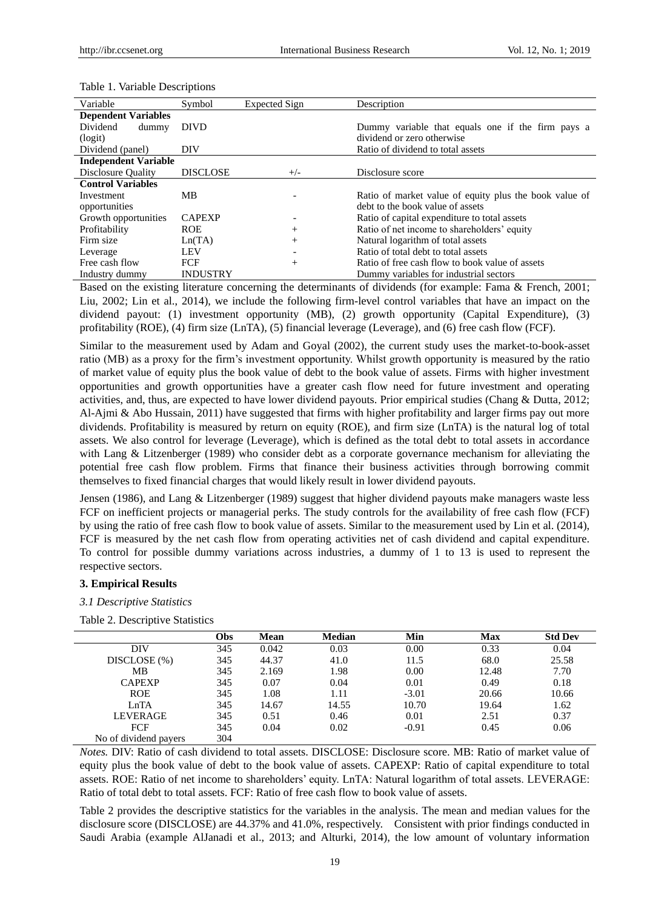Table 1. Variable Descriptions

| Variable | Symbol | Expected Sign | Description |
|---|---|---|---|
| **Dependent Variables** | | | |
| Dividend dummy (logit) | DIVD | | Dummy variable that equals one if the firm pays a dividend or zero otherwise |
| Dividend (panel) | DIV | | Ratio of dividend to total assets |
| **Independent Variable** | | | |
| Disclosure Quality | DISCLOSE | +/- | Disclosure score |
| **Control Variables** | | | |
| Investment opportunities | MB | - | Ratio of market value of equity plus the book value of debt to the book value of assets |
| Growth opportunities | CAPEXP | - | Ratio of capital expenditure to total assets |
| Profitability | ROE | + | Ratio of net income to shareholders' equity |
| Firm size | Ln(TA) | + | Natural logarithm of total assets |
| Leverage | LEV | - | Ratio of total debt to total assets |
| Free cash flow | FCF | + | Ratio of free cash flow to book value of assets |
| Industry dummy | INDUSTRY | | Dummy variables for industrial sectors |

Based on the existing literature concerning the determinants of dividends (for example: Fama & French, 2001; Liu, 2002; Lin et al., 2014), we include the following firm-level control variables that have an impact on the dividend payout: (1) investment opportunity (MB), (2) growth opportunity (Capital Expenditure), (3) profitability (ROE), (4) firm size (LnTA), (5) financial leverage (Leverage), and (6) free cash flow (FCF).

Similar to the measurement used by Adam and Goyal (2002), the current study uses the market-to-book-asset ratio (MB) as a proxy for the firm's investment opportunity. Whilst growth opportunity is measured by the ratio of market value of equity plus the book value of debt to the book value of assets. Firms with higher investment opportunities and growth opportunities have a greater cash flow need for future investment and operating activities, and, thus, are expected to have lower dividend payouts. Prior empirical studies (Chang & Dutta, 2012; Al-Ajmi & Abo Hussain, 2011) have suggested that firms with higher profitability and larger firms pay out more dividends. Profitability is measured by return on equity (ROE), and firm size (LnTA) is the natural log of total assets. We also control for leverage (Leverage), which is defined as the total debt to total assets in accordance with Lang & Litzenberger (1989) who consider debt as a corporate governance mechanism for alleviating the potential free cash flow problem. Firms that finance their business activities through borrowing commit themselves to fixed financial charges that would likely result in lower dividend payouts.

Jensen (1986), and Lang & Litzenberger (1989) suggest that higher dividend payouts make managers waste less FCF on inefficient projects or managerial perks. The study controls for the availability of free cash flow (FCF) by using the ratio of free cash flow to book value of assets. Similar to the measurement used by Lin et al. (2014), FCF is measured by the net cash flow from operating activities net of cash dividend and capital expenditure. To control for possible dummy variations across industries, a dummy of 1 to 13 is used to represent the respective sectors.

## 3. Empirical Results

### *3.1 Descriptive Statistics*

Table 2. Descriptive Statistics

| | Obs | Mean | Median | Min | Max | Std Dev |
|---|---|---|---|---|---|---|
| DIV | 345 | 0.042 | 0.03 | 0.00 | 0.33 | 0.04 |
| DISCLOSE (%) | 345 | 44.37 | 41.0 | 11.5 | 68.0 | 25.58 |
| MB | 345 | 2.169 | 1.98 | 0.00 | 12.48 | 7.70 |
| CAPEXP | 345 | 0.07 | 0.04 | 0.01 | 0.49 | 0.18 |
| ROE | 345 | 1.08 | 1.11 | -3.01 | 20.66 | 10.66 |
| LnTA | 345 | 14.67 | 14.55 | 10.70 | 19.64 | 1.62 |
| LEVERAGE | 345 | 0.51 | 0.46 | 0.01 | 2.51 | 0.37 |
| FCF | 345 | 0.04 | 0.02 | -0.91 | 0.45 | 0.06 |
| No of dividend payers | 304 | | | | | |

*Notes.* DIV: Ratio of cash dividend to total assets. DISCLOSE: Disclosure score. MB: Ratio of market value of equity plus the book value of debt to the book value of assets. CAPEXP: Ratio of capital expenditure to total assets. ROE: Ratio of net income to shareholders' equity. LnTA: Natural logarithm of total assets. LEVERAGE: Ratio of total debt to total assets. FCF: Ratio of free cash flow to book value of assets.

Table 2 provides the descriptive statistics for the variables in the analysis. The mean and median values for the disclosure score (DISCLOSE) are 44.37% and 41.0%, respectively. Consistent with prior findings conducted in Saudi Arabia (example AlJanadi et al., 2013; and Alturki, 2014), the low amount of voluntary information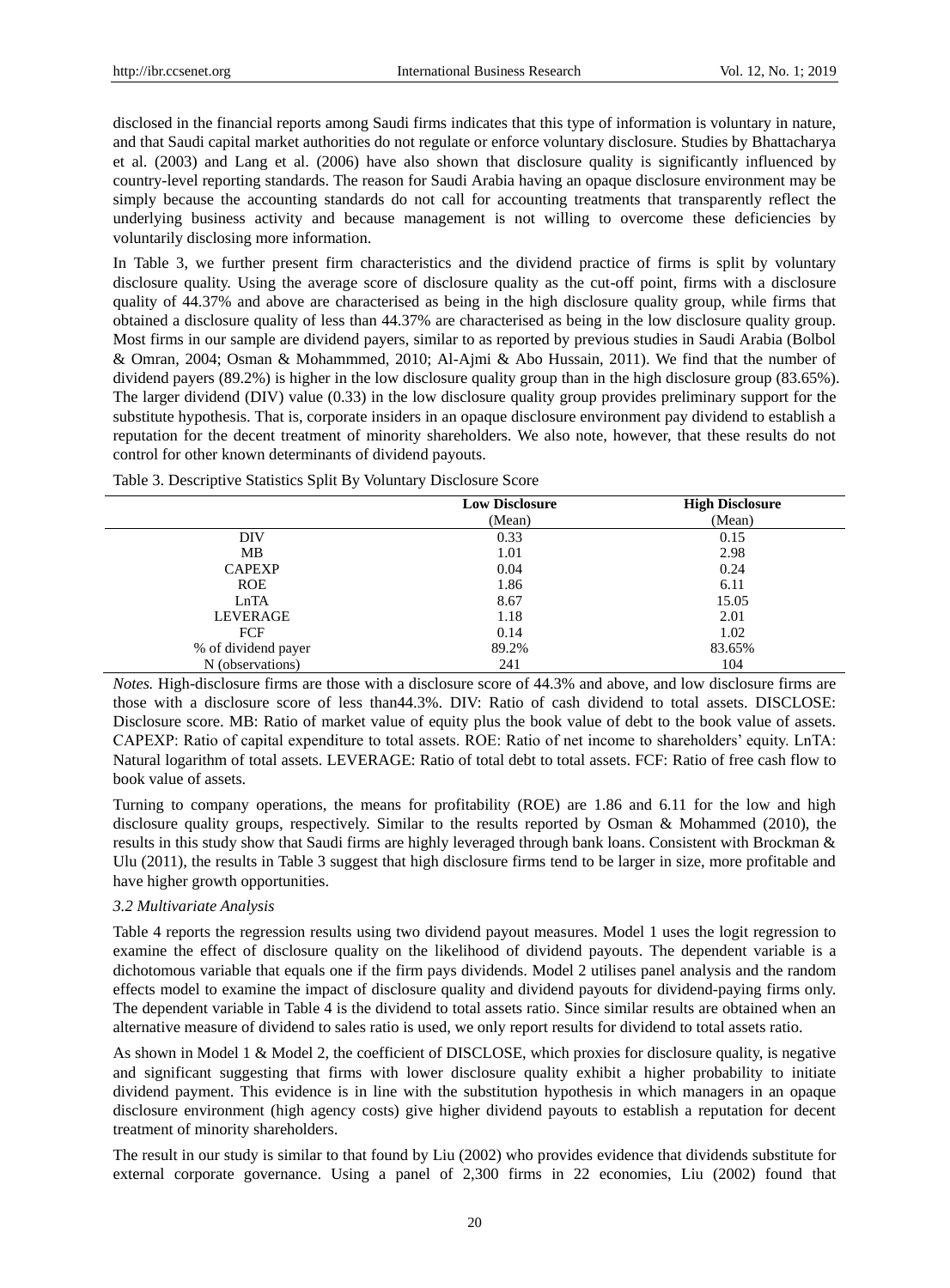disclosed in the financial reports among Saudi firms indicates that this type of information is voluntary in nature, and that Saudi capital market authorities do not regulate or enforce voluntary disclosure. Studies by Bhattacharya et al. (2003) and Lang et al. (2006) have also shown that disclosure quality is significantly influenced by country-level reporting standards. The reason for Saudi Arabia having an opaque disclosure environment may be simply because the accounting standards do not call for accounting treatments that transparently reflect the underlying business activity and because management is not willing to overcome these deficiencies by voluntarily disclosing more information.

In Table 3, we further present firm characteristics and the dividend practice of firms is split by voluntary disclosure quality. Using the average score of disclosure quality as the cut-off point, firms with a disclosure quality of 44.37% and above are characterised as being in the high disclosure quality group, while firms that obtained a disclosure quality of less than 44.37% are characterised as being in the low disclosure quality group. Most firms in our sample are dividend payers, similar to as reported by previous studies in Saudi Arabia (Bolbol & Omran, 2004; Osman & Mohammmed, 2010; Al-Ajmi & Abo Hussain, 2011). We find that the number of dividend payers (89.2%) is higher in the low disclosure quality group than in the high disclosure group (83.65%). The larger dividend (DIV) value (0.33) in the low disclosure quality group provides preliminary support for the substitute hypothesis. That is, corporate insiders in an opaque disclosure environment pay dividend to establish a reputation for the decent treatment of minority shareholders. We also note, however, that these results do not control for other known determinants of dividend payouts.

Table 3. Descriptive Statistics Split By Voluntary Disclosure Score

| | **Low Disclosure** (Mean) | **High Disclosure** (Mean) |
|---|---|---|
| DIV | 0.33 | 0.15 |
| MB | 1.01 | 2.98 |
| CAPEXP | 0.04 | 0.24 |
| ROE | 1.86 | 6.11 |
| LnTA | 8.67 | 15.05 |
| LEVERAGE | 1.18 | 2.01 |
| FCF | 0.14 | 1.02 |
| % of dividend payer | 89.2% | 83.65% |
| N (observations) | 241 | 104 |

*Notes.* High-disclosure firms are those with a disclosure score of 44.3% and above, and low disclosure firms are those with a disclosure score of less than44.3%. DIV: Ratio of cash dividend to total assets. DISCLOSE: Disclosure score. MB: Ratio of market value of equity plus the book value of debt to the book value of assets. CAPEXP: Ratio of capital expenditure to total assets. ROE: Ratio of net income to shareholders' equity. LnTA: Natural logarithm of total assets. LEVERAGE: Ratio of total debt to total assets. FCF: Ratio of free cash flow to book value of assets.

Turning to company operations, the means for profitability (ROE) are 1.86 and 6.11 for the low and high disclosure quality groups, respectively. Similar to the results reported by Osman & Mohammed (2010), the results in this study show that Saudi firms are highly leveraged through bank loans. Consistent with Brockman & Ulu (2011), the results in Table 3 suggest that high disclosure firms tend to be larger in size, more profitable and have higher growth opportunities.

### *3.2 Multivariate Analysis*

Table 4 reports the regression results using two dividend payout measures. Model 1 uses the logit regression to examine the effect of disclosure quality on the likelihood of dividend payouts. The dependent variable is a dichotomous variable that equals one if the firm pays dividends. Model 2 utilises panel analysis and the random effects model to examine the impact of disclosure quality and dividend payouts for dividend-paying firms only. The dependent variable in Table 4 is the dividend to total assets ratio. Since similar results are obtained when an alternative measure of dividend to sales ratio is used, we only report results for dividend to total assets ratio.

As shown in Model 1 & Model 2, the coefficient of DISCLOSE, which proxies for disclosure quality, is negative and significant suggesting that firms with lower disclosure quality exhibit a higher probability to initiate dividend payment. This evidence is in line with the substitution hypothesis in which managers in an opaque disclosure environment (high agency costs) give higher dividend payouts to establish a reputation for decent treatment of minority shareholders.

The result in our study is similar to that found by Liu (2002) who provides evidence that dividends substitute for external corporate governance. Using a panel of 2,300 firms in 22 economies, Liu (2002) found that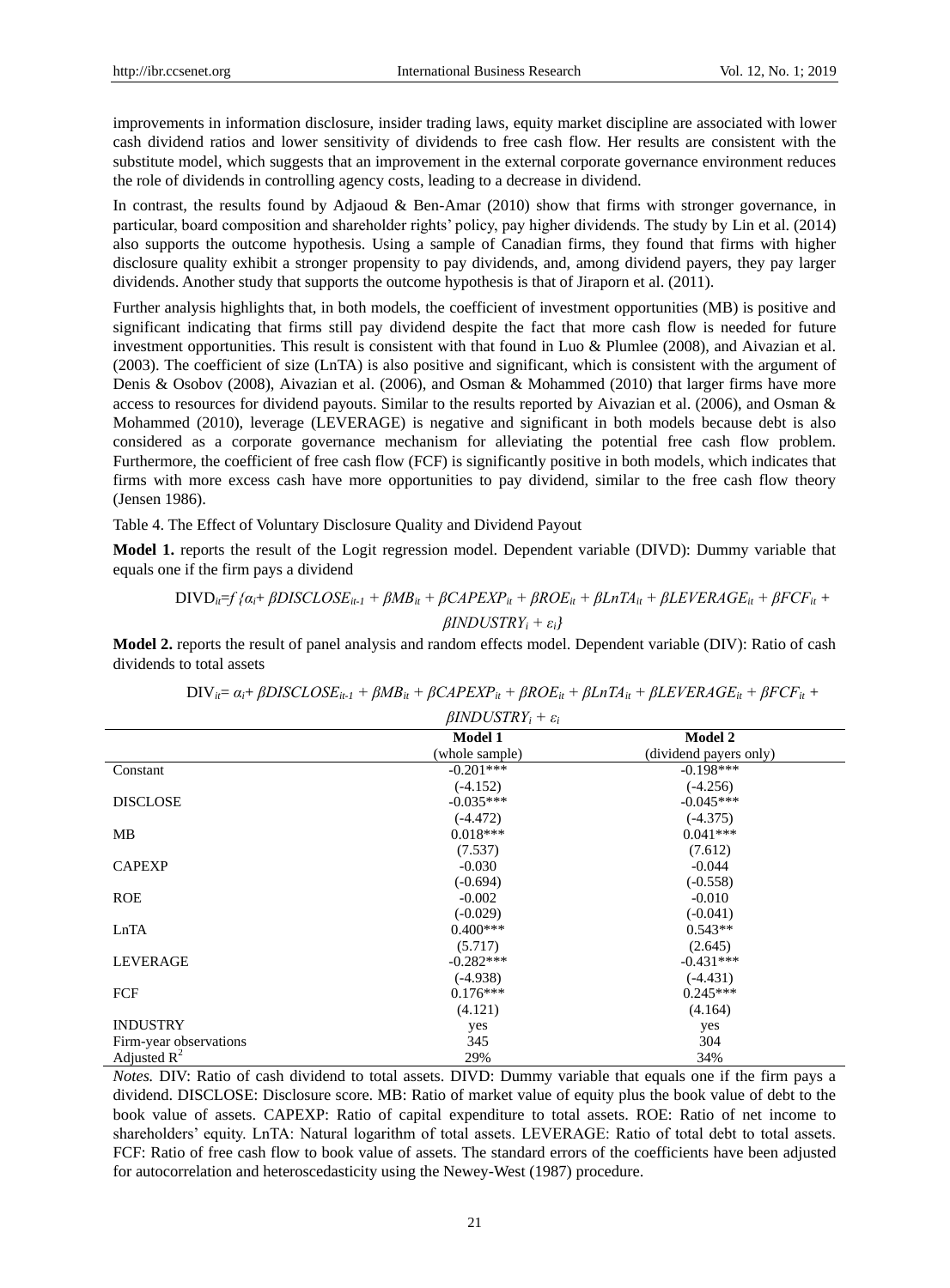improvements in information disclosure, insider trading laws, equity market discipline are associated with lower cash dividend ratios and lower sensitivity of dividends to free cash flow. Her results are consistent with the substitute model, which suggests that an improvement in the external corporate governance environment reduces the role of dividends in controlling agency costs, leading to a decrease in dividend.

In contrast, the results found by Adjaoud & Ben-Amar (2010) show that firms with stronger governance, in particular, board composition and shareholder rights' policy, pay higher dividends. The study by Lin et al. (2014) also supports the outcome hypothesis. Using a sample of Canadian firms, they found that firms with higher disclosure quality exhibit a stronger propensity to pay dividends, and, among dividend payers, they pay larger dividends. Another study that supports the outcome hypothesis is that of Jiraporn et al. (2011).

Further analysis highlights that, in both models, the coefficient of investment opportunities (MB) is positive and significant indicating that firms still pay dividend despite the fact that more cash flow is needed for future investment opportunities. This result is consistent with that found in Luo & Plumlee (2008), and Aivazian et al. (2003). The coefficient of size (LnTA) is also positive and significant, which is consistent with the argument of Denis & Osobov (2008), Aivazian et al. (2006), and Osman & Mohammed (2010) that larger firms have more access to resources for dividend payouts. Similar to the results reported by Aivazian et al. (2006), and Osman & Mohammed (2010), leverage (LEVERAGE) is negative and significant in both models because debt is also considered as a corporate governance mechanism for alleviating the potential free cash flow problem. Furthermore, the coefficient of free cash flow (FCF) is significantly positive in both models, which indicates that firms with more excess cash have more opportunities to pay dividend, similar to the free cash flow theory (Jensen 1986).

Table 4. The Effect of Voluntary Disclosure Quality and Dividend Payout

**Model 1.** reports the result of the Logit regression model. Dependent variable (DIVD): Dummy variable that equals one if the firm pays a dividend

$$DIVD_{it}=f\{\alpha_i+\beta DISCLOSE_{it-1}+\beta MB_{it}+\beta CAPEXP_{it}+\beta ROE_{it}+\beta LnTA_{it}+\beta LEVERAGE_{it}+\beta FCF_{it}+\beta INDUSTRY_i+\varepsilon_i\}$$

**Model 2.** reports the result of panel analysis and random effects model. Dependent variable (DIV): Ratio of cash dividends to total assets

$$DIV_{it}=\alpha_i+\beta DISCLOSE_{it-1}+\beta MB_{it}+\beta CAPEXP_{it}+\beta ROE_{it}+\beta LnTA_{it}+\beta LEVERAGE_{it}+\beta FCF_{it}+\beta INDUSTRY_i+\varepsilon_i$$

| | Model 1 (whole sample) | Model 2 (dividend payers only) |
|---|---|---|
| Constant | -0.201*** | -0.198*** |
| | (-4.152) | (-4.256) |
| DISCLOSE | -0.035*** | -0.045*** |
| | (-4.472) | (-4.375) |
| MB | 0.018*** | 0.041*** |
| | (7.537) | (7.612) |
| CAPEXP | -0.030 | -0.044 |
| | (-0.694) | (-0.558) |
| ROE | -0.002 | -0.010 |
| | (-0.029) | (-0.041) |
| LnTA | 0.400*** | 0.543** |
| | (5.717) | (2.645) |
| LEVERAGE | -0.282*** | -0.431*** |
| | (-4.938) | (-4.431) |
| FCF | 0.176*** | 0.245*** |
| | (4.121) | (4.164) |
| INDUSTRY | yes | yes |
| Firm-year observations | 345 | 304 |
| Adjusted $R^2$ | 29% | 34% |

*Notes.* DIV: Ratio of cash dividend to total assets. DIVD: Dummy variable that equals one if the firm pays a dividend. DISCLOSE: Disclosure score. MB: Ratio of market value of equity plus the book value of debt to the book value of assets. CAPEXP: Ratio of capital expenditure to total assets. ROE: Ratio of net income to shareholders' equity. LnTA: Natural logarithm of total assets. LEVERAGE: Ratio of total debt to total assets. FCF: Ratio of free cash flow to book value of assets. The standard errors of the coefficients have been adjusted for autocorrelation and heteroscedasticity using the Newey-West (1987) procedure.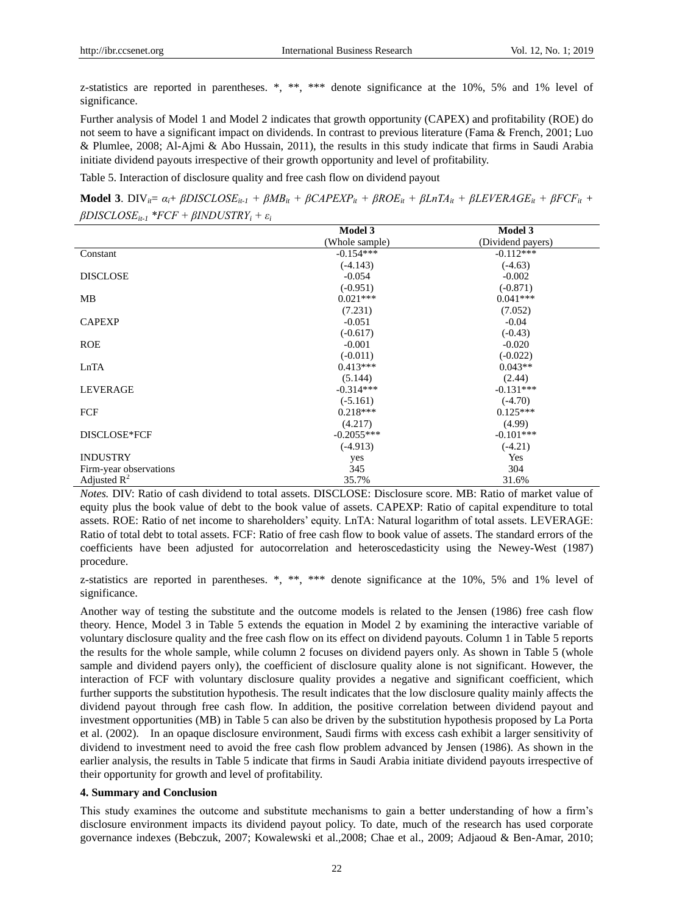z-statistics are reported in parentheses. *, **, *** denote significance at the 10%, 5% and 1% level of significance.

Further analysis of Model 1 and Model 2 indicates that growth opportunity (CAPEX) and profitability (ROE) do not seem to have a significant impact on dividends. In contrast to previous literature (Fama & French, 2001; Luo & Plumlee, 2008; Al-Ajmi & Abo Hussain, 2011), the results in this study indicate that firms in Saudi Arabia initiate dividend payouts irrespective of their growth opportunity and level of profitability.

Table 5. Interaction of disclosure quality and free cash flow on dividend payout

**Model 3**. $DIV_{it}= \alpha_i+ \beta DISCLOSE_{it-1} + \beta MB_{it} + \beta CAPEXP_{it} + \beta ROE_{it} + \beta LnTA_{it} + \beta LEVERAGE_{it} + \beta FCF_{it} + \beta DISCLOSE_{it-1} *FCF + \beta INDUSTRY_i + \varepsilon_i$

| | Model 3 (Whole sample) | Model 3 (Dividend payers) |
|---|---|---|
| Constant | -0.154*** | -0.112*** |
| | (-4.143) | (-4.63) |
| DISCLOSE | -0.054 | -0.002 |
| | (-0.951) | (-0.871) |
| MB | 0.021*** | 0.041*** |
| | (7.231) | (7.052) |
| CAPEXP | -0.051 | -0.04 |
| | (-0.617) | (-0.43) |
| ROE | -0.001 | -0.020 |
| | (-0.011) | (-0.022) |
| LnTA | 0.413*** | 0.043** |
| | (5.144) | (2.44) |
| LEVERAGE | -0.314*** | -0.131*** |
| | (-5.161) | (-4.70) |
| FCF | 0.218*** | 0.125*** |
| | (4.217) | (4.99) |
| DISCLOSE*FCF | -0.2055*** | -0.101*** |
| | (-4.913) | (-4.21) |
| INDUSTRY | yes | Yes |
| Firm-year observations | 345 | 304 |
| Adjusted $R^2$ | 35.7% | 31.6% |

*Notes.* DIV: Ratio of cash dividend to total assets. DISCLOSE: Disclosure score. MB: Ratio of market value of equity plus the book value of debt to the book value of assets. CAPEXP: Ratio of capital expenditure to total assets. ROE: Ratio of net income to shareholders' equity. LnTA: Natural logarithm of total assets. LEVERAGE: Ratio of total debt to total assets. FCF: Ratio of free cash flow to book value of assets. The standard errors of the coefficients have been adjusted for autocorrelation and heteroscedasticity using the Newey-West (1987) procedure.

z-statistics are reported in parentheses. *, **, *** denote significance at the 10%, 5% and 1% level of significance.

Another way of testing the substitute and the outcome models is related to the Jensen (1986) free cash flow theory. Hence, Model 3 in Table 5 extends the equation in Model 2 by examining the interactive variable of voluntary disclosure quality and the free cash flow on its effect on dividend payouts. Column 1 in Table 5 reports the results for the whole sample, while column 2 focuses on dividend payers only. As shown in Table 5 (whole sample and dividend payers only), the coefficient of disclosure quality alone is not significant. However, the interaction of FCF with voluntary disclosure quality provides a negative and significant coefficient, which further supports the substitution hypothesis. The result indicates that the low disclosure quality mainly affects the dividend payout through free cash flow. In addition, the positive correlation between dividend payout and investment opportunities (MB) in Table 5 can also be driven by the substitution hypothesis proposed by La Porta et al. (2002). In an opaque disclosure environment, Saudi firms with excess cash exhibit a larger sensitivity of dividend to investment need to avoid the free cash flow problem advanced by Jensen (1986). As shown in the earlier analysis, the results in Table 5 indicate that firms in Saudi Arabia initiate dividend payouts irrespective of their opportunity for growth and level of profitability.

### 4. Summary and Conclusion

This study examines the outcome and substitute mechanisms to gain a better understanding of how a firm's disclosure environment impacts its dividend payout policy. To date, much of the research has used corporate governance indexes (Bebczuk, 2007; Kowalewski et al.,2008; Chae et al., 2009; Adjaoud & Ben-Amar, 2010;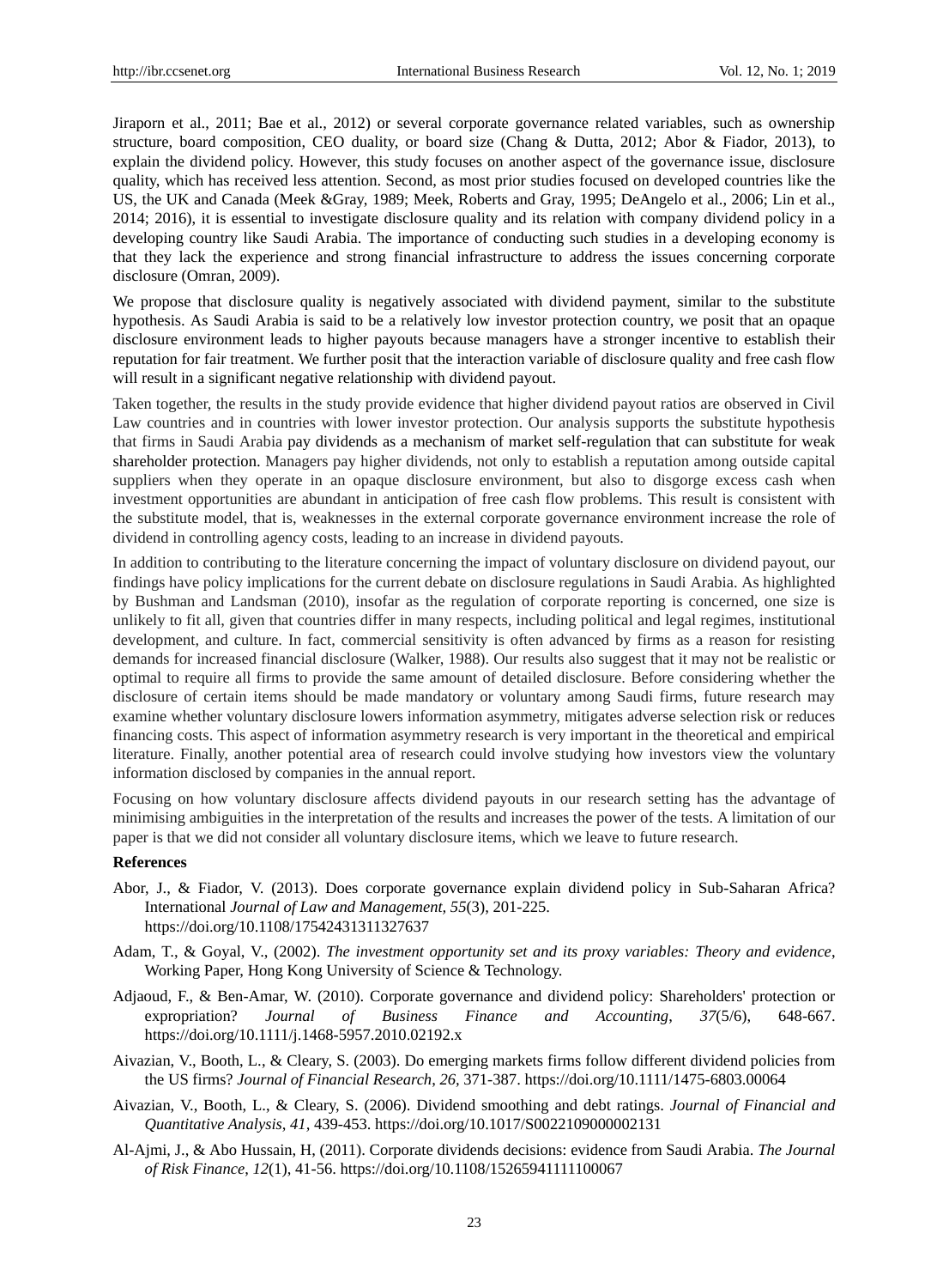Jiraporn et al., 2011; Bae et al., 2012) or several corporate governance related variables, such as ownership structure, board composition, CEO duality, or board size (Chang & Dutta, 2012; Abor & Fiador, 2013), to explain the dividend policy. However, this study focuses on another aspect of the governance issue, disclosure quality, which has received less attention. Second, as most prior studies focused on developed countries like the US, the UK and Canada (Meek &Gray, 1989; Meek, Roberts and Gray, 1995; DeAngelo et al., 2006; Lin et al., 2014; 2016), it is essential to investigate disclosure quality and its relation with company dividend policy in a developing country like Saudi Arabia. The importance of conducting such studies in a developing economy is that they lack the experience and strong financial infrastructure to address the issues concerning corporate disclosure (Omran, 2009).

We propose that disclosure quality is negatively associated with dividend payment, similar to the substitute hypothesis. As Saudi Arabia is said to be a relatively low investor protection country, we posit that an opaque disclosure environment leads to higher payouts because managers have a stronger incentive to establish their reputation for fair treatment. We further posit that the interaction variable of disclosure quality and free cash flow will result in a significant negative relationship with dividend payout.

Taken together, the results in the study provide evidence that higher dividend payout ratios are observed in Civil Law countries and in countries with lower investor protection. Our analysis supports the substitute hypothesis that firms in Saudi Arabia pay dividends as a mechanism of market self-regulation that can substitute for weak shareholder protection. Managers pay higher dividends, not only to establish a reputation among outside capital suppliers when they operate in an opaque disclosure environment, but also to disgorge excess cash when investment opportunities are abundant in anticipation of free cash flow problems. This result is consistent with the substitute model, that is, weaknesses in the external corporate governance environment increase the role of dividend in controlling agency costs, leading to an increase in dividend payouts.

In addition to contributing to the literature concerning the impact of voluntary disclosure on dividend payout, our findings have policy implications for the current debate on disclosure regulations in Saudi Arabia. As highlighted by Bushman and Landsman (2010), insofar as the regulation of corporate reporting is concerned, one size is unlikely to fit all, given that countries differ in many respects, including political and legal regimes, institutional development, and culture. In fact, commercial sensitivity is often advanced by firms as a reason for resisting demands for increased financial disclosure (Walker, 1988). Our results also suggest that it may not be realistic or optimal to require all firms to provide the same amount of detailed disclosure. Before considering whether the disclosure of certain items should be made mandatory or voluntary among Saudi firms, future research may examine whether voluntary disclosure lowers information asymmetry, mitigates adverse selection risk or reduces financing costs. This aspect of information asymmetry research is very important in the theoretical and empirical literature. Finally, another potential area of research could involve studying how investors view the voluntary information disclosed by companies in the annual report.

Focusing on how voluntary disclosure affects dividend payouts in our research setting has the advantage of minimising ambiguities in the interpretation of the results and increases the power of the tests. A limitation of our paper is that we did not consider all voluntary disclosure items, which we leave to future research.

**References**

Abor, J., & Fiador, V. (2013). Does corporate governance explain dividend policy in Sub-Saharan Africa? International *Journal of Law and Management, 55*(3), 201-225. https://doi.org/10.1108/17542431311327637

Adam, T., & Goyal, V., (2002). *The investment opportunity set and its proxy variables: Theory and evidence*, Working Paper, Hong Kong University of Science & Technology.

Adjaoud, F., & Ben-Amar, W. (2010). Corporate governance and dividend policy: Shareholders' protection or expropriation? *Journal of Business Finance and Accounting*, *37*(5/6), 648-667. https://doi.org/10.1111/j.1468-5957.2010.02192.x

Aivazian, V., Booth, L., & Cleary, S. (2003). Do emerging markets firms follow different dividend policies from the US firms? *Journal of Financial Research*, *26*, 371-387. https://doi.org/10.1111/1475-6803.00064

Aivazian, V., Booth, L., & Cleary, S. (2006). Dividend smoothing and debt ratings. *Journal of Financial and Quantitative Analysis*, *41*, 439-453. https://doi.org/10.1017/S0022109000002131

Al-Ajmi, J., & Abo Hussain, H, (2011). Corporate dividends decisions: evidence from Saudi Arabia. *The Journal of Risk Finance*, *12*(1), 41-56. https://doi.org/10.1108/15265941111100067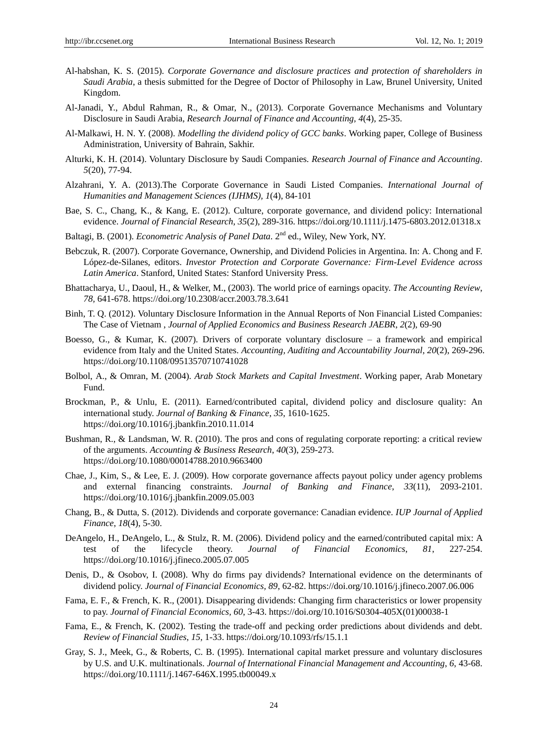Al-habshan, K. S. (2015). *Corporate Governance and disclosure practices and protection of shareholders in Saudi Arabia*, a thesis submitted for the Degree of Doctor of Philosophy in Law, Brunel University, United Kingdom.

Al-Janadi, Y., Abdul Rahman, R., & Omar, N., (2013). Corporate Governance Mechanisms and Voluntary Disclosure in Saudi Arabia, *Research Journal of Finance and Accounting, 4*(4), 25-35.

Al-Malkawi, H. N. Y. (2008). *Modelling the dividend policy of GCC banks*. Working paper, College of Business Administration, University of Bahrain, Sakhir.

Alturki, K. H. (2014). Voluntary Disclosure by Saudi Companies. *Research Journal of Finance and Accounting*. *5*(20), 77-94.

Alzahrani, Y. A. (2013).The Corporate Governance in Saudi Listed Companies. *International Journal of Humanities and Management Sciences (IJHMS), 1*(4), 84-101

Bae, S. C., Chang, K., & Kang, E. (2012). Culture, corporate governance, and dividend policy: International evidence. *Journal of Financial Research*, *35*(2), 289-316. https://doi.org/10.1111/j.1475-6803.2012.01318.x

Baltagi, B. (2001). *Econometric Analysis of Panel Data*. 2nd ed., Wiley, New York, NY.

Bebczuk, R. (2007). Corporate Governance, Ownership, and Dividend Policies in Argentina. In: A. Chong and F. López-de-Silanes, editors. *Investor Protection and Corporate Governance: Firm-Level Evidence across Latin America*. Stanford, United States: Stanford University Press.

Bhattacharya, U., Daoul, H., & Welker, M., (2003). The world price of earnings opacity. *The Accounting Review*, *78,* 641-678. https://doi.org/10.2308/accr.2003.78.3.641

Binh, T. Q. (2012). Voluntary Disclosure Information in the Annual Reports of Non Financial Listed Companies: The Case of Vietnam , *Journal of Applied Economics and Business Research JAEBR*, *2*(2), 69-90

Boesso, G., & Kumar, K. (2007). Drivers of corporate voluntary disclosure – a framework and empirical evidence from Italy and the United States. *Accounting, Auditing and Accountability Journal*, *20*(2), 269-296. https://doi.org/10.1108/09513570710741028

Bolbol, A., & Omran, M. (2004). *Arab Stock Markets and Capital Investment*. Working paper, Arab Monetary Fund.

Brockman, P., & Unlu, E. (2011). Earned/contributed capital, dividend policy and disclosure quality: An international study. *Journal of Banking & Finance*, *35*, 1610-1625. https://doi.org/10.1016/j.jbankfin.2010.11.014

Bushman, R., & Landsman, W. R. (2010). The pros and cons of regulating corporate reporting: a critical review of the arguments. *Accounting & Business Research*, *40*(3), 259-273. https://doi.org/10.1080/00014788.2010.9663400

Chae, J., Kim, S., & Lee, E. J. (2009). How corporate governance affects payout policy under agency problems and external financing constraints. *Journal of Banking and Finance*, *33*(11), 2093-2101. https://doi.org/10.1016/j.jbankfin.2009.05.003

Chang, B., & Dutta, S. (2012). Dividends and corporate governance: Canadian evidence. *IUP Journal of Applied Finance*, *18*(4), 5-30.

DeAngelo, H., DeAngelo, L., & Stulz, R. M. (2006). Dividend policy and the earned/contributed capital mix: A test of the lifecycle theory. *Journal of Financial Economics*, *81*, 227-254. https://doi.org/10.1016/j.jfineco.2005.07.005

Denis, D., & Osobov, I. (2008). Why do firms pay dividends? International evidence on the determinants of dividend policy. *Journal of Financial Economics, 89,* 62-82. https://doi.org/10.1016/j.jfineco.2007.06.006

Fama, E. F., & French, K. R., (2001). Disappearing dividends: Changing firm characteristics or lower propensity to pay. *Journal of Financial Economics, 60,* 3-43. https://doi.org/10.1016/S0304-405X(01)00038-1

Fama, E., & French, K. (2002). Testing the trade-off and pecking order predictions about dividends and debt. *Review of Financial Studies, 15,* 1-33. https://doi.org/10.1093/rfs/15.1.1

Gray, S. J., Meek, G., & Roberts, C. B. (1995). International capital market pressure and voluntary disclosures by U.S. and U.K. multinationals. *Journal of International Financial Management and Accounting*, *6*, 43-68. https://doi.org/10.1111/j.1467-646X.1995.tb00049.x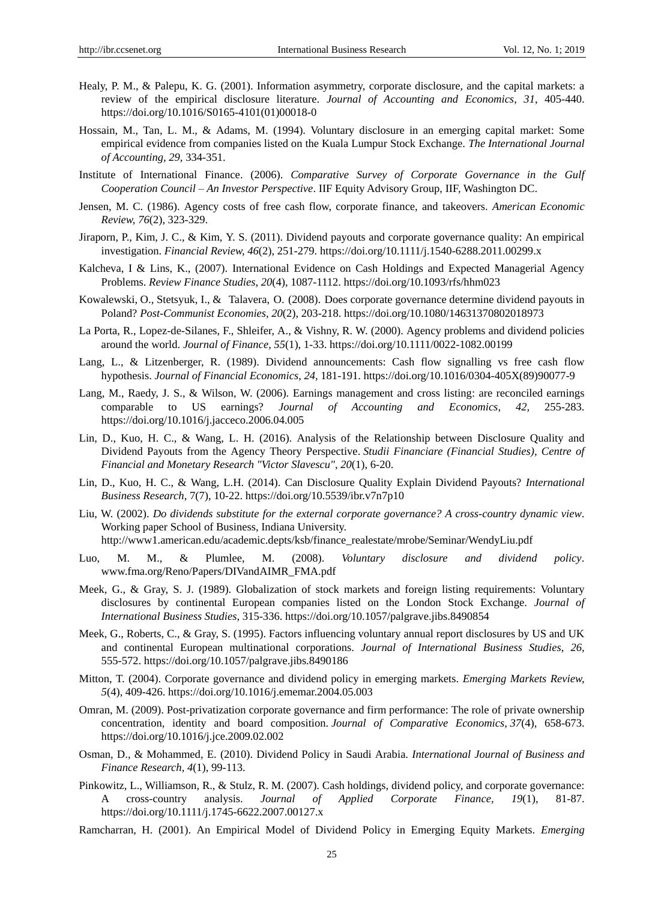Healy, P. M., & Palepu, K. G. (2001). Information asymmetry, corporate disclosure, and the capital markets: a review of the empirical disclosure literature. *Journal of Accounting and Economics, 31*, 405-440. https://doi.org/10.1016/S0165-4101(01)00018-0

Hossain, M., Tan, L. M., & Adams, M. (1994). Voluntary disclosure in an emerging capital market: Some empirical evidence from companies listed on the Kuala Lumpur Stock Exchange. *The International Journal of Accounting*, *29*, 334-351.

Institute of International Finance. (2006). *Comparative Survey of Corporate Governance in the Gulf Cooperation Council – An Investor Perspective*. IIF Equity Advisory Group, IIF, Washington DC.

Jensen, M. C. (1986). Agency costs of free cash flow, corporate finance, and takeovers. *American Economic Review, 76*(2), 323-329.

Jiraporn, P., Kim, J. C., & Kim, Y. S. (2011). Dividend payouts and corporate governance quality: An empirical investigation. *Financial Review, 46*(2), 251-279. https://doi.org/10.1111/j.1540-6288.2011.00299.x

Kalcheva, I & Lins, K., (2007). International Evidence on Cash Holdings and Expected Managerial Agency Problems. *Review Finance Studies*, *20*(4), 1087-1112. https://doi.org/10.1093/rfs/hhm023

Kowalewski, O., Stetsyuk, I., & Talavera, O. (2008). Does corporate governance determine dividend payouts in Poland? *Post-Communist Economies*, *20*(2), 203-218. https://doi.org/10.1080/14631370802018973

La Porta, R., Lopez-de-Silanes, F., Shleifer, A., & Vishny, R. W. (2000). Agency problems and dividend policies around the world. *Journal of Finance, 55*(1), 1-33. https://doi.org/10.1111/0022-1082.00199

Lang, L., & Litzenberger, R. (1989). Dividend announcements: Cash flow signalling vs free cash flow hypothesis. *Journal of Financial Economics*, *24,* 181-191. https://doi.org/10.1016/0304-405X(89)90077-9

Lang, M., Raedy, J. S., & Wilson, W. (2006). Earnings management and cross listing: are reconciled earnings comparable to US earnings? *Journal of Accounting and Economics*, *42,* 255-283. https://doi.org/10.1016/j.jacceco.2006.04.005

Lin, D., Kuo, H. C., & Wang, L. H. (2016). Analysis of the Relationship between Disclosure Quality and Dividend Payouts from the Agency Theory Perspective. *Studii Financiare (Financial Studies), Centre of Financial and Monetary Research "Victor Slavescu"*, *20*(1), 6-20.

Lin, D., Kuo, H. C., & Wang, L.H. (2014). Can Disclosure Quality Explain Dividend Payouts? *International Business Research*, 7(7), 10-22. https://doi.org/10.5539/ibr.v7n7p10

Liu, W. (2002). *Do dividends substitute for the external corporate governance? A cross-country dynamic view*. Working paper School of Business, Indiana University. http://www1.american.edu/academic.depts/ksb/finance_realestate/mrobe/Seminar/WendyLiu.pdf

Luo, M. M., & Plumlee, M. (2008). *Voluntary disclosure and dividend policy*. www.fma.org/Reno/Papers/DIVandAIMR_FMA.pdf

Meek, G., & Gray, S. J. (1989). Globalization of stock markets and foreign listing requirements: Voluntary disclosures by continental European companies listed on the London Stock Exchange. *Journal of International Business Studies*, 315-336. https://doi.org/10.1057/palgrave.jibs.8490854

Meek, G., Roberts, C., & Gray, S. (1995). Factors influencing voluntary annual report disclosures by US and UK and continental European multinational corporations. *Journal of International Business Studies*, *26*, 555-572. https://doi.org/10.1057/palgrave.jibs.8490186

Mitton, T. (2004). Corporate governance and dividend policy in emerging markets. *Emerging Markets Review, 5*(4), 409-426. https://doi.org/10.1016/j.ememar.2004.05.003

Omran, M. (2009). Post-privatization corporate governance and firm performance: The role of private ownership concentration, identity and board composition. *Journal of Comparative Economics, 37*(4), 658-673. https://doi.org/10.1016/j.jce.2009.02.002

Osman, D., & Mohammed, E. (2010). Dividend Policy in Saudi Arabia. *International Journal of Business and Finance Research*, *4*(1), 99-113.

Pinkowitz, L., Williamson, R., & Stulz, R. M. (2007). Cash holdings, dividend policy, and corporate governance: A cross-country analysis. *Journal of Applied Corporate Finance*, *19*(1), 81-87. https://doi.org/10.1111/j.1745-6622.2007.00127.x

Ramcharran, H. (2001). An Empirical Model of Dividend Policy in Emerging Equity Markets. *Emerging*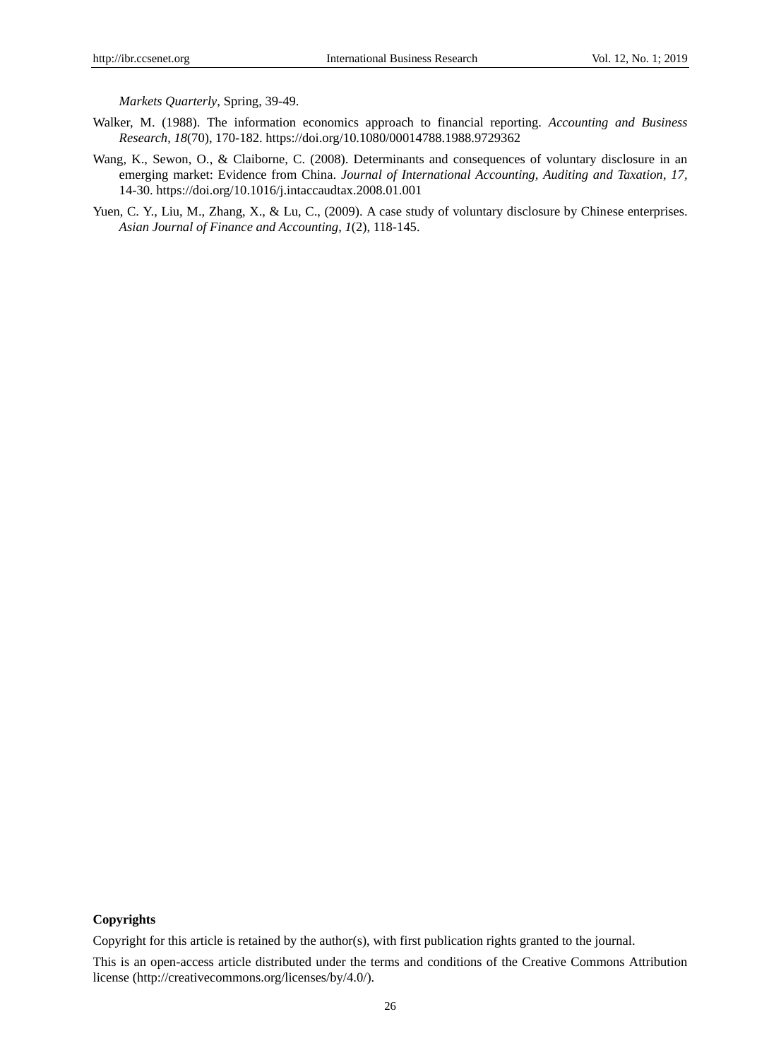*Markets Quarterly*, Spring, 39-49.

Walker, M. (1988). The information economics approach to financial reporting. *Accounting and Business Research*, *18*(70), 170-182. https://doi.org/10.1080/00014788.1988.9729362

Wang, K., Sewon, O., & Claiborne, C. (2008). Determinants and consequences of voluntary disclosure in an emerging market: Evidence from China. *Journal of International Accounting, Auditing and Taxation*, *17*, 14-30. https://doi.org/10.1016/j.intaccaudtax.2008.01.001

Yuen, C. Y., Liu, M., Zhang, X., & Lu, C., (2009). A case study of voluntary disclosure by Chinese enterprises. *Asian Journal of Finance and Accounting*, *1*(2), 118-145.

**Copyrights**

Copyright for this article is retained by the author(s), with first publication rights granted to the journal.

This is an open-access article distributed under the terms and conditions of the Creative Commons Attribution license (http://creativecommons.org/licenses/by/4.0/).